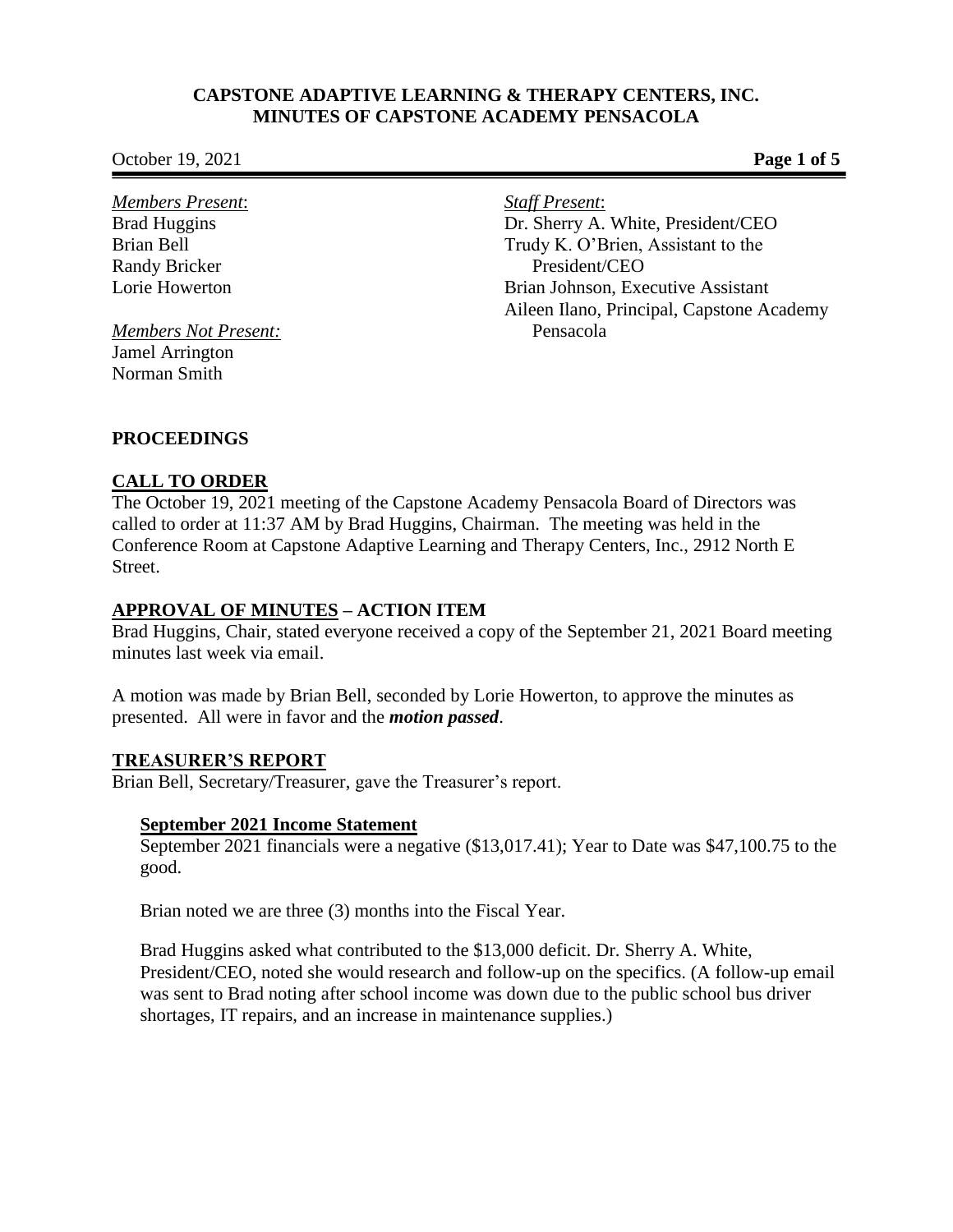# CAPSTONE ADAPTIVE LEARNING & THERAPY CENTERS, INC.
# MINUTES OF CAPSTONE ACADEMY PENSACOLA

October 19, 2021

*Members Present*:
Brad Huggins
Brian Bell
Randy Bricker
Lorie Howerton

*Members Not Present:*
Jamel Arrington
Norman Smith

*Staff Present*:
Dr. Sherry A. White, President/CEO
Trudy K. O'Brien, Assistant to the President/CEO
Brian Johnson, Executive Assistant
Aileen Ilano, Principal, Capstone Academy Pensacola

## PROCEEDINGS

## CALL TO ORDER

The October 19, 2021 meeting of the Capstone Academy Pensacola Board of Directors was called to order at 11:37 AM by Brad Huggins, Chairman. The meeting was held in the Conference Room at Capstone Adaptive Learning and Therapy Centers, Inc., 2912 North E Street.

## APPROVAL OF MINUTES – ACTION ITEM

Brad Huggins, Chair, stated everyone received a copy of the September 21, 2021 Board meeting minutes last week via email.

A motion was made by Brian Bell, seconded by Lorie Howerton, to approve the minutes as presented. All were in favor and the ***motion passed***.

## TREASURER'S REPORT

Brian Bell, Secretary/Treasurer, gave the Treasurer's report.

### September 2021 Income Statement

September 2021 financials were a negative ($13,017.41); Year to Date was $47,100.75 to the good.

Brian noted we are three (3) months into the Fiscal Year.

Brad Huggins asked what contributed to the $13,000 deficit. Dr. Sherry A. White, President/CEO, noted she would research and follow-up on the specifics. (A follow-up email was sent to Brad noting after school income was down due to the public school bus driver shortages, IT repairs, and an increase in maintenance supplies.)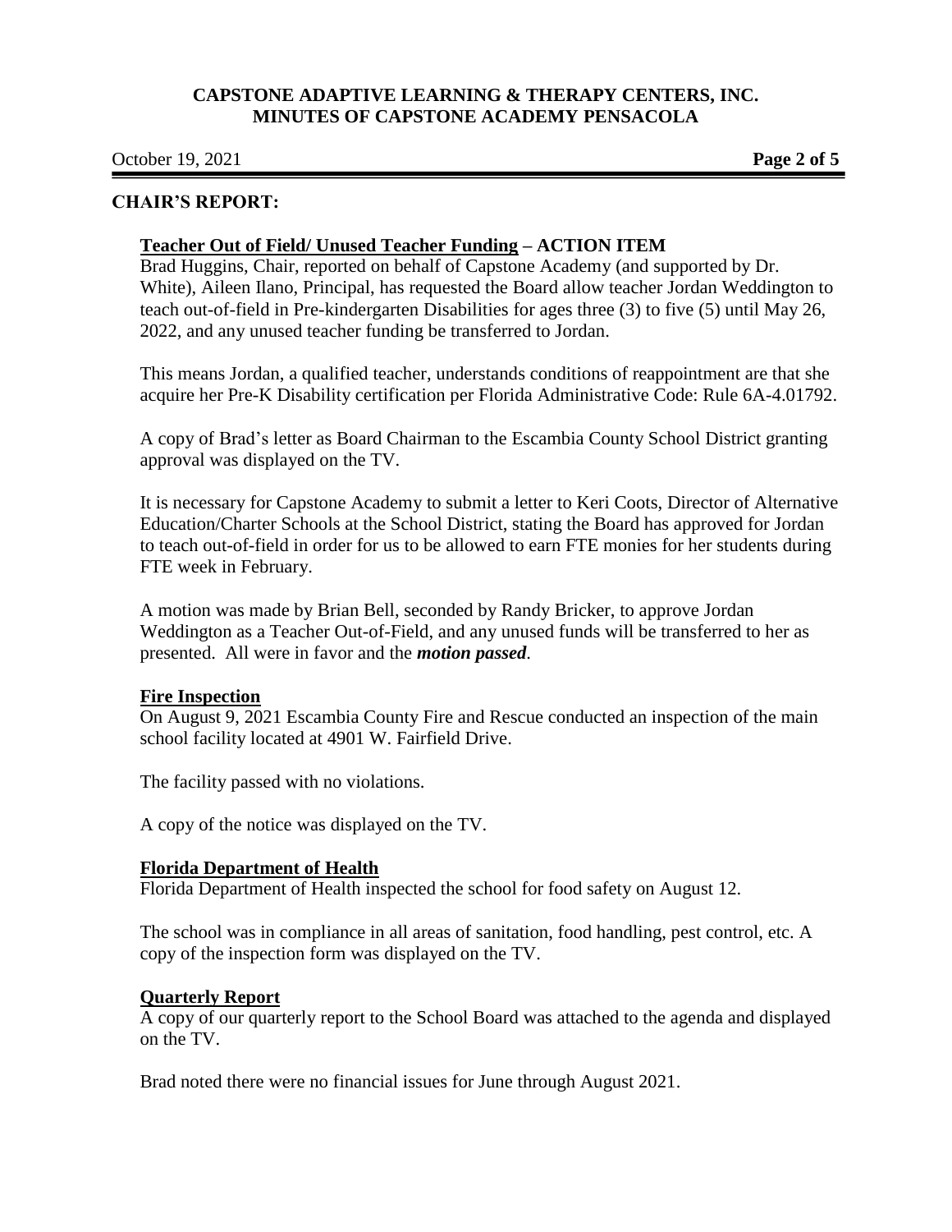## CHAIR'S REPORT:

### Teacher Out of Field/ Unused Teacher Funding – ACTION ITEM

Brad Huggins, Chair, reported on behalf of Capstone Academy (and supported by Dr. White), Aileen Ilano, Principal, has requested the Board allow teacher Jordan Weddington to teach out-of-field in Pre-kindergarten Disabilities for ages three (3) to five (5) until May 26, 2022, and any unused teacher funding be transferred to Jordan.

This means Jordan, a qualified teacher, understands conditions of reappointment are that she acquire her Pre-K Disability certification per Florida Administrative Code: Rule 6A-4.01792.

A copy of Brad's letter as Board Chairman to the Escambia County School District granting approval was displayed on the TV.

It is necessary for Capstone Academy to submit a letter to Keri Coots, Director of Alternative Education/Charter Schools at the School District, stating the Board has approved for Jordan to teach out-of-field in order for us to be allowed to earn FTE monies for her students during FTE week in February.

A motion was made by Brian Bell, seconded by Randy Bricker, to approve Jordan Weddington as a Teacher Out-of-Field, and any unused funds will be transferred to her as presented. All were in favor and the ***motion passed***.

### Fire Inspection

On August 9, 2021 Escambia County Fire and Rescue conducted an inspection of the main school facility located at 4901 W. Fairfield Drive.

The facility passed with no violations.

A copy of the notice was displayed on the TV.

### Florida Department of Health

Florida Department of Health inspected the school for food safety on August 12.

The school was in compliance in all areas of sanitation, food handling, pest control, etc. A copy of the inspection form was displayed on the TV.

### Quarterly Report

A copy of our quarterly report to the School Board was attached to the agenda and displayed on the TV.

Brad noted there were no financial issues for June through August 2021.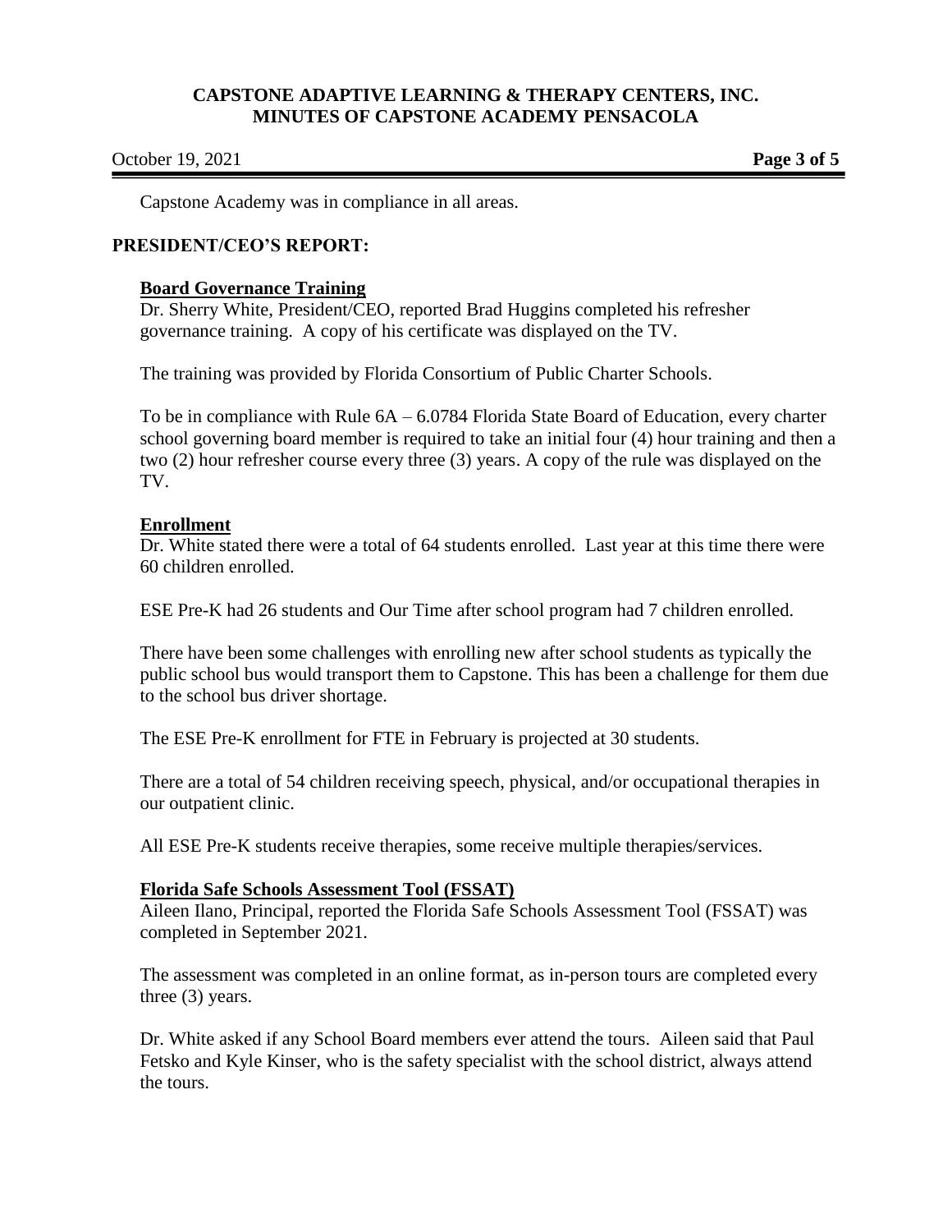Capstone Academy was in compliance in all areas.

## PRESIDENT/CEO'S REPORT:

### Board Governance Training

Dr. Sherry White, President/CEO, reported Brad Huggins completed his refresher governance training. A copy of his certificate was displayed on the TV.

The training was provided by Florida Consortium of Public Charter Schools.

To be in compliance with Rule 6A – 6.0784 Florida State Board of Education, every charter school governing board member is required to take an initial four (4) hour training and then a two (2) hour refresher course every three (3) years. A copy of the rule was displayed on the TV.

### Enrollment

Dr. White stated there were a total of 64 students enrolled. Last year at this time there were 60 children enrolled.

ESE Pre-K had 26 students and Our Time after school program had 7 children enrolled.

There have been some challenges with enrolling new after school students as typically the public school bus would transport them to Capstone. This has been a challenge for them due to the school bus driver shortage.

The ESE Pre-K enrollment for FTE in February is projected at 30 students.

There are a total of 54 children receiving speech, physical, and/or occupational therapies in our outpatient clinic.

All ESE Pre-K students receive therapies, some receive multiple therapies/services.

### Florida Safe Schools Assessment Tool (FSSAT)

Aileen Ilano, Principal, reported the Florida Safe Schools Assessment Tool (FSSAT) was completed in September 2021.

The assessment was completed in an online format, as in-person tours are completed every three (3) years.

Dr. White asked if any School Board members ever attend the tours. Aileen said that Paul Fetsko and Kyle Kinser, who is the safety specialist with the school district, always attend the tours.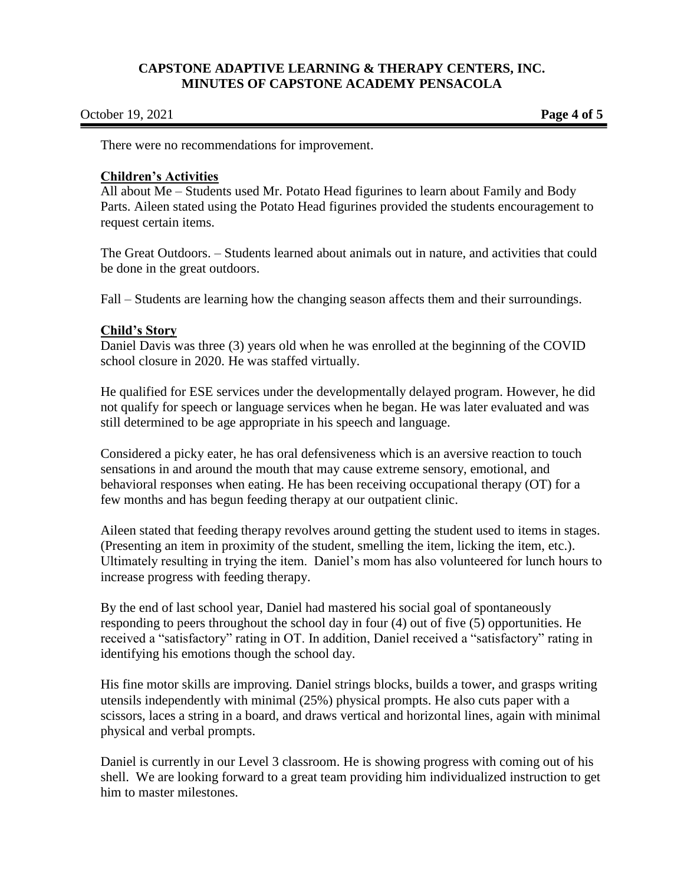There were no recommendations for improvement.

**Children's Activities**

All about Me – Students used Mr. Potato Head figurines to learn about Family and Body Parts. Aileen stated using the Potato Head figurines provided the students encouragement to request certain items.

The Great Outdoors. – Students learned about animals out in nature, and activities that could be done in the great outdoors.

Fall – Students are learning how the changing season affects them and their surroundings.

**Child's Story**

Daniel Davis was three (3) years old when he was enrolled at the beginning of the COVID school closure in 2020. He was staffed virtually.

He qualified for ESE services under the developmentally delayed program. However, he did not qualify for speech or language services when he began. He was later evaluated and was still determined to be age appropriate in his speech and language.

Considered a picky eater, he has oral defensiveness which is an aversive reaction to touch sensations in and around the mouth that may cause extreme sensory, emotional, and behavioral responses when eating. He has been receiving occupational therapy (OT) for a few months and has begun feeding therapy at our outpatient clinic.

Aileen stated that feeding therapy revolves around getting the student used to items in stages. (Presenting an item in proximity of the student, smelling the item, licking the item, etc.). Ultimately resulting in trying the item. Daniel's mom has also volunteered for lunch hours to increase progress with feeding therapy.

By the end of last school year, Daniel had mastered his social goal of spontaneously responding to peers throughout the school day in four (4) out of five (5) opportunities. He received a "satisfactory" rating in OT. In addition, Daniel received a "satisfactory" rating in identifying his emotions though the school day.

His fine motor skills are improving. Daniel strings blocks, builds a tower, and grasps writing utensils independently with minimal (25%) physical prompts. He also cuts paper with a scissors, laces a string in a board, and draws vertical and horizontal lines, again with minimal physical and verbal prompts.

Daniel is currently in our Level 3 classroom. He is showing progress with coming out of his shell. We are looking forward to a great team providing him individualized instruction to get him to master milestones.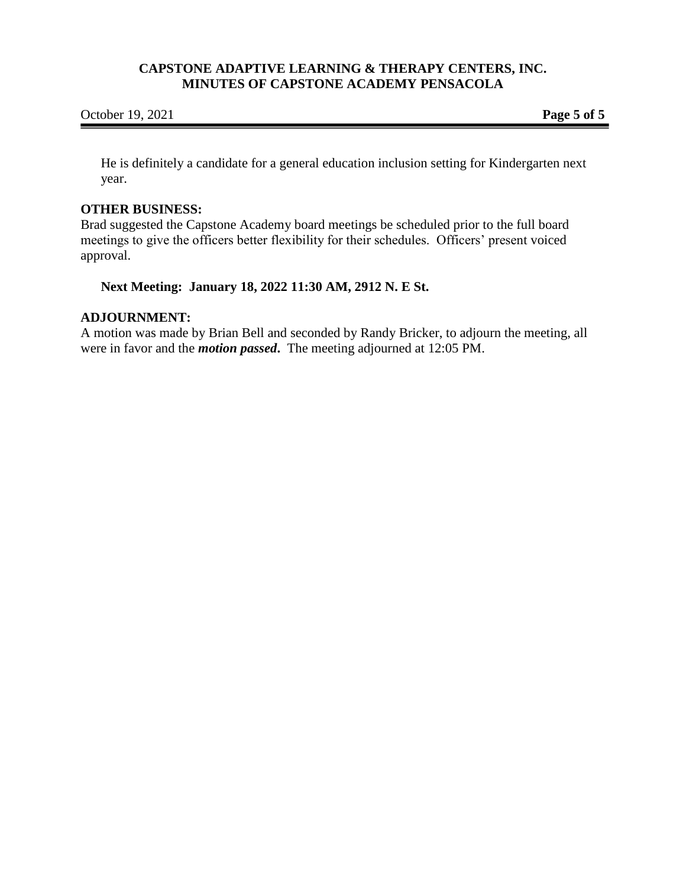He is definitely a candidate for a general education inclusion setting for Kindergarten next year.

**OTHER BUSINESS:**

Brad suggested the Capstone Academy board meetings be scheduled prior to the full board meetings to give the officers better flexibility for their schedules. Officers' present voiced approval.

**Next Meeting: January 18, 2022 11:30 AM, 2912 N. E St.**

**ADJOURNMENT:**

A motion was made by Brian Bell and seconded by Randy Bricker, to adjourn the meeting, all were in favor and the ***motion passed*****.** The meeting adjourned at 12:05 PM.